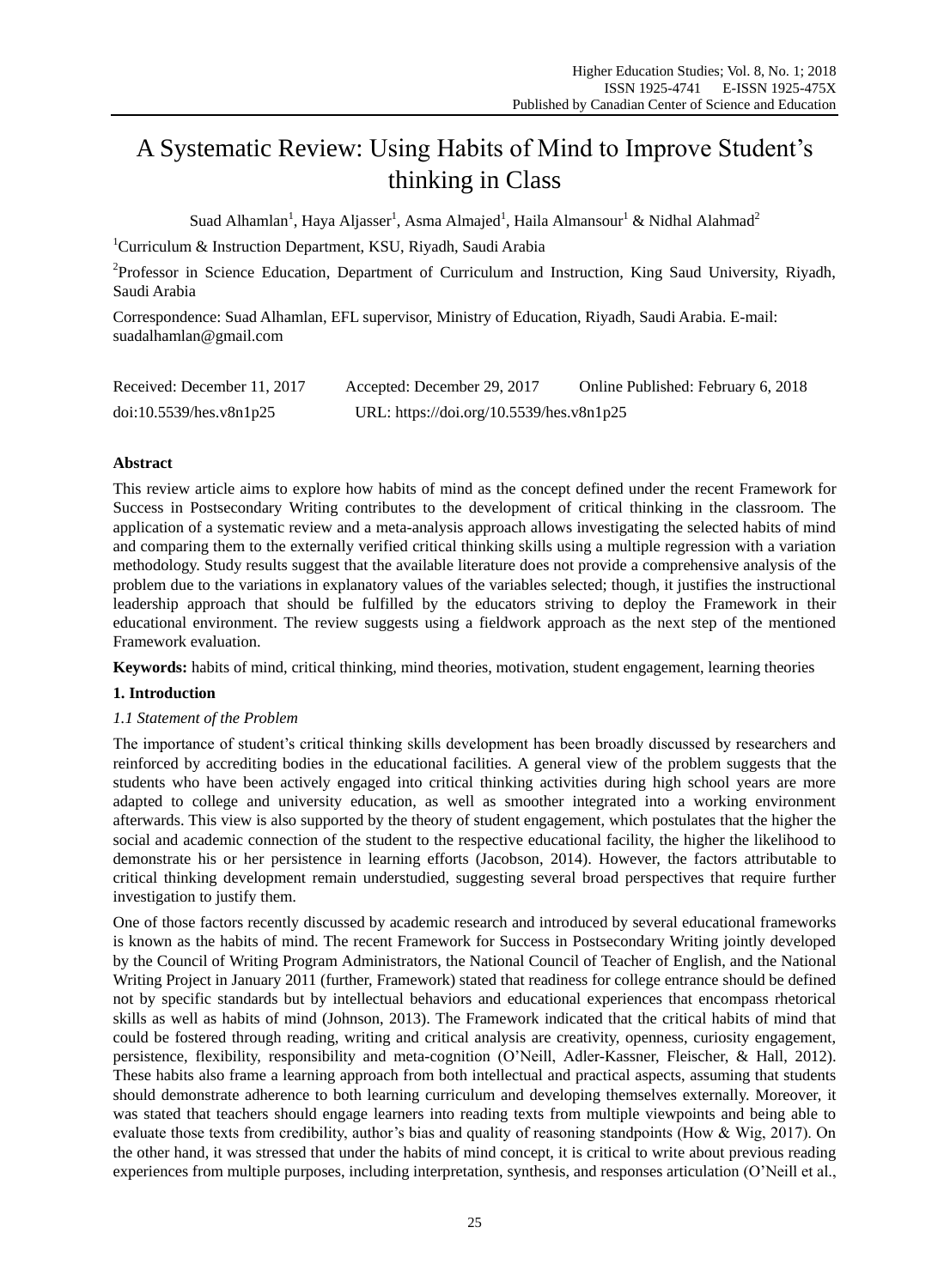# A Systematic Review: Using Habits of Mind to Improve Student's thinking in Class

Suad Alhamlan[1], Haya Aljasser[1], Asma Almajed[1], Haila Almansour[1] & Nidhal Alahmad[2]

[1]Curriculum & Instruction Department, KSU, Riyadh, Saudi Arabia

[2]Professor in Science Education, Department of Curriculum and Instruction, King Saud University, Riyadh, Saudi Arabia

Correspondence: Suad Alhamlan, EFL supervisor, Ministry of Education, Riyadh, Saudi Arabia. E-mail: suadalhamlan@gmail.com

Received: December 11, 2017 Accepted: December 29, 2017 Online Published: February 6, 2018

doi:10.5539/hes.v8n1p25 URL: https://doi.org/10.5539/hes.v8n1p25

**Abstract**

This review article aims to explore how habits of mind as the concept defined under the recent Framework for Success in Postsecondary Writing contributes to the development of critical thinking in the classroom. The application of a systematic review and a meta-analysis approach allows investigating the selected habits of mind and comparing them to the externally verified critical thinking skills using a multiple regression with a variation methodology. Study results suggest that the available literature does not provide a comprehensive analysis of the problem due to the variations in explanatory values of the variables selected; though, it justifies the instructional leadership approach that should be fulfilled by the educators striving to deploy the Framework in their educational environment. The review suggests using a fieldwork approach as the next step of the mentioned Framework evaluation.

**Keywords:** habits of mind, critical thinking, mind theories, motivation, student engagement, learning theories

## 1. Introduction

### *1.1 Statement of the Problem*

The importance of student's critical thinking skills development has been broadly discussed by researchers and reinforced by accrediting bodies in the educational facilities. A general view of the problem suggests that the students who have been actively engaged into critical thinking activities during high school years are more adapted to college and university education, as well as smoother integrated into a working environment afterwards. This view is also supported by the theory of student engagement, which postulates that the higher the social and academic connection of the student to the respective educational facility, the higher the likelihood to demonstrate his or her persistence in learning efforts (Jacobson, 2014). However, the factors attributable to critical thinking development remain understudied, suggesting several broad perspectives that require further investigation to justify them.

One of those factors recently discussed by academic research and introduced by several educational frameworks is known as the habits of mind. The recent Framework for Success in Postsecondary Writing jointly developed by the Council of Writing Program Administrators, the National Council of Teacher of English, and the National Writing Project in January 2011 (further, Framework) stated that readiness for college entrance should be defined not by specific standards but by intellectual behaviors and educational experiences that encompass rhetorical skills as well as habits of mind (Johnson, 2013). The Framework indicated that the critical habits of mind that could be fostered through reading, writing and critical analysis are creativity, openness, curiosity engagement, persistence, flexibility, responsibility and meta-cognition (O'Neill, Adler-Kassner, Fleischer, & Hall, 2012). These habits also frame a learning approach from both intellectual and practical aspects, assuming that students should demonstrate adherence to both learning curriculum and developing themselves externally. Moreover, it was stated that teachers should engage learners into reading texts from multiple viewpoints and being able to evaluate those texts from credibility, author's bias and quality of reasoning standpoints (How & Wig, 2017). On the other hand, it was stressed that under the habits of mind concept, it is critical to write about previous reading experiences from multiple purposes, including interpretation, synthesis, and responses articulation (O'Neill et al.,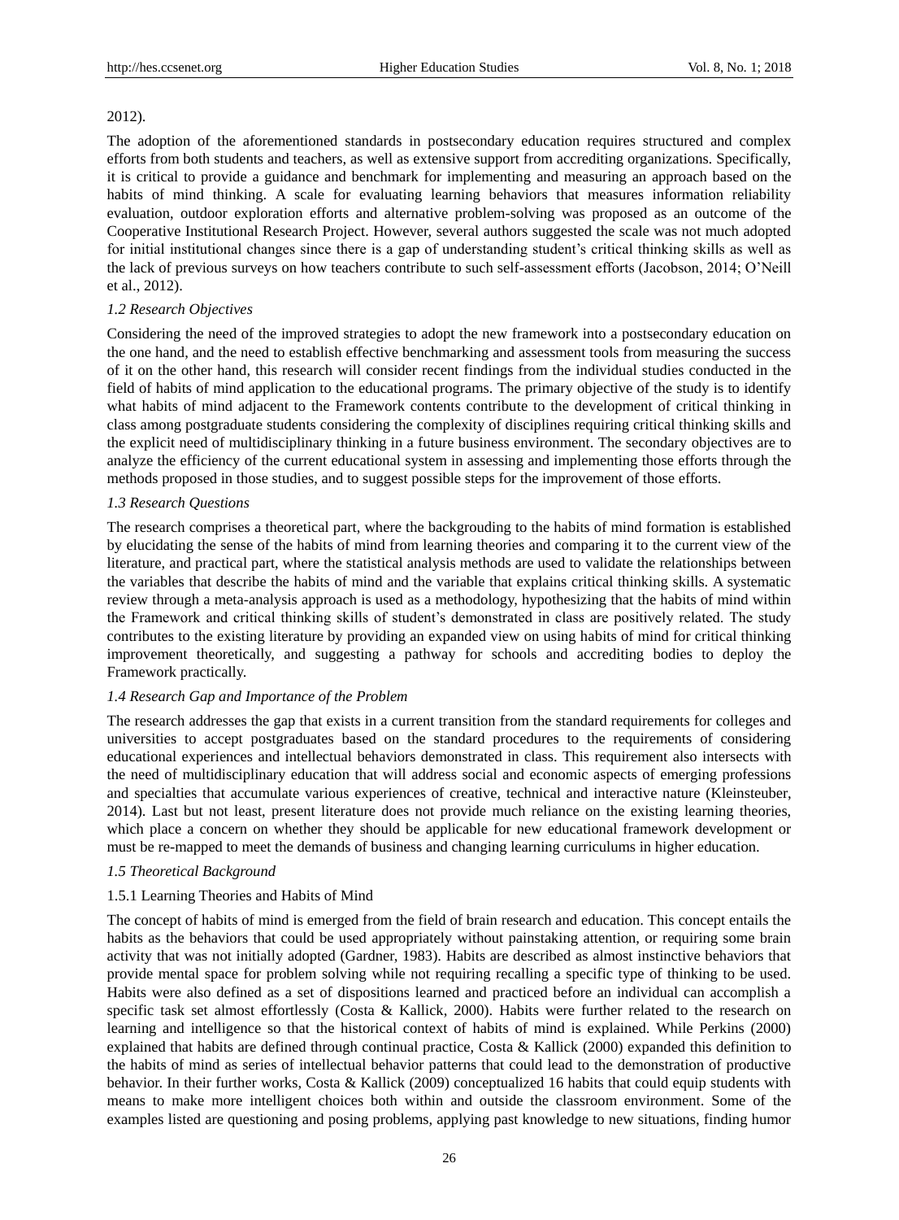2012).

The adoption of the aforementioned standards in postsecondary education requires structured and complex efforts from both students and teachers, as well as extensive support from accrediting organizations. Specifically, it is critical to provide a guidance and benchmark for implementing and measuring an approach based on the habits of mind thinking. A scale for evaluating learning behaviors that measures information reliability evaluation, outdoor exploration efforts and alternative problem-solving was proposed as an outcome of the Cooperative Institutional Research Project. However, several authors suggested the scale was not much adopted for initial institutional changes since there is a gap of understanding student's critical thinking skills as well as the lack of previous surveys on how teachers contribute to such self-assessment efforts (Jacobson, 2014; O'Neill et al., 2012).

### *1.2 Research Objectives*

Considering the need of the improved strategies to adopt the new framework into a postsecondary education on the one hand, and the need to establish effective benchmarking and assessment tools from measuring the success of it on the other hand, this research will consider recent findings from the individual studies conducted in the field of habits of mind application to the educational programs. The primary objective of the study is to identify what habits of mind adjacent to the Framework contents contribute to the development of critical thinking in class among postgraduate students considering the complexity of disciplines requiring critical thinking skills and the explicit need of multidisciplinary thinking in a future business environment. The secondary objectives are to analyze the efficiency of the current educational system in assessing and implementing those efforts through the methods proposed in those studies, and to suggest possible steps for the improvement of those efforts.

### *1.3 Research Questions*

The research comprises a theoretical part, where the backgrouding to the habits of mind formation is established by elucidating the sense of the habits of mind from learning theories and comparing it to the current view of the literature, and practical part, where the statistical analysis methods are used to validate the relationships between the variables that describe the habits of mind and the variable that explains critical thinking skills. A systematic review through a meta-analysis approach is used as a methodology, hypothesizing that the habits of mind within the Framework and critical thinking skills of student's demonstrated in class are positively related. The study contributes to the existing literature by providing an expanded view on using habits of mind for critical thinking improvement theoretically, and suggesting a pathway for schools and accrediting bodies to deploy the Framework practically.

### *1.4 Research Gap and Importance of the Problem*

The research addresses the gap that exists in a current transition from the standard requirements for colleges and universities to accept postgraduates based on the standard procedures to the requirements of considering educational experiences and intellectual behaviors demonstrated in class. This requirement also intersects with the need of multidisciplinary education that will address social and economic aspects of emerging professions and specialties that accumulate various experiences of creative, technical and interactive nature (Kleinsteuber, 2014). Last but not least, present literature does not provide much reliance on the existing learning theories, which place a concern on whether they should be applicable for new educational framework development or must be re-mapped to meet the demands of business and changing learning curriculums in higher education.

### *1.5 Theoretical Background*

#### 1.5.1 Learning Theories and Habits of Mind

The concept of habits of mind is emerged from the field of brain research and education. This concept entails the habits as the behaviors that could be used appropriately without painstaking attention, or requiring some brain activity that was not initially adopted (Gardner, 1983). Habits are described as almost instinctive behaviors that provide mental space for problem solving while not requiring recalling a specific type of thinking to be used. Habits were also defined as a set of dispositions learned and practiced before an individual can accomplish a specific task set almost effortlessly (Costa & Kallick, 2000). Habits were further related to the research on learning and intelligence so that the historical context of habits of mind is explained. While Perkins (2000) explained that habits are defined through continual practice, Costa & Kallick (2000) expanded this definition to the habits of mind as series of intellectual behavior patterns that could lead to the demonstration of productive behavior. In their further works, Costa & Kallick (2009) conceptualized 16 habits that could equip students with means to make more intelligent choices both within and outside the classroom environment. Some of the examples listed are questioning and posing problems, applying past knowledge to new situations, finding humor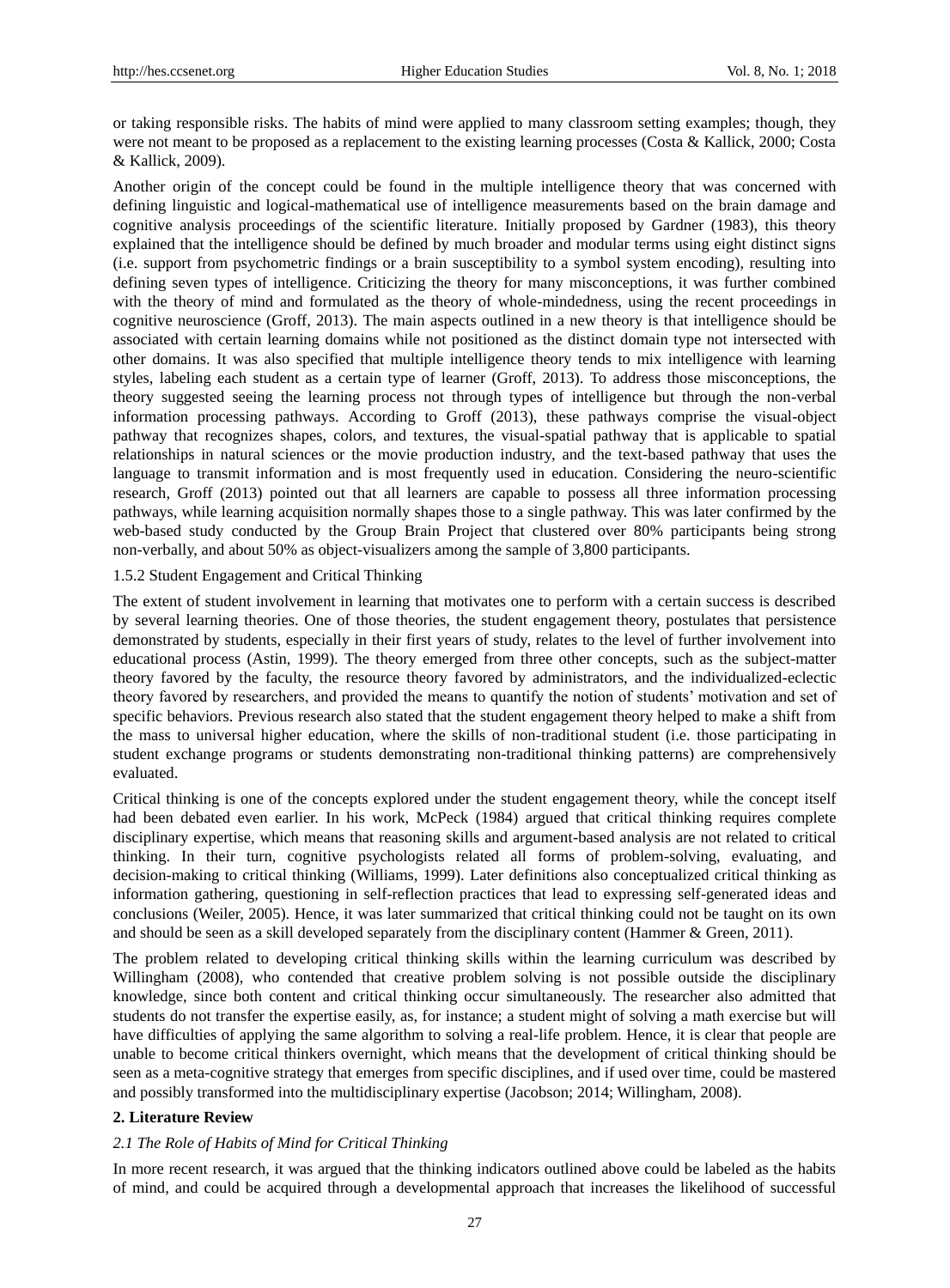or taking responsible risks. The habits of mind were applied to many classroom setting examples; though, they were not meant to be proposed as a replacement to the existing learning processes (Costa & Kallick, 2000; Costa & Kallick, 2009).

Another origin of the concept could be found in the multiple intelligence theory that was concerned with defining linguistic and logical-mathematical use of intelligence measurements based on the brain damage and cognitive analysis proceedings of the scientific literature. Initially proposed by Gardner (1983), this theory explained that the intelligence should be defined by much broader and modular terms using eight distinct signs (i.e. support from psychometric findings or a brain susceptibility to a symbol system encoding), resulting into defining seven types of intelligence. Criticizing the theory for many misconceptions, it was further combined with the theory of mind and formulated as the theory of whole-mindedness, using the recent proceedings in cognitive neuroscience (Groff, 2013). The main aspects outlined in a new theory is that intelligence should be associated with certain learning domains while not positioned as the distinct domain type not intersected with other domains. It was also specified that multiple intelligence theory tends to mix intelligence with learning styles, labeling each student as a certain type of learner (Groff, 2013). To address those misconceptions, the theory suggested seeing the learning process not through types of intelligence but through the non-verbal information processing pathways. According to Groff (2013), these pathways comprise the visual-object pathway that recognizes shapes, colors, and textures, the visual-spatial pathway that is applicable to spatial relationships in natural sciences or the movie production industry, and the text-based pathway that uses the language to transmit information and is most frequently used in education. Considering the neuro-scientific research, Groff (2013) pointed out that all learners are capable to possess all three information processing pathways, while learning acquisition normally shapes those to a single pathway. This was later confirmed by the web-based study conducted by the Group Brain Project that clustered over 80% participants being strong non-verbally, and about 50% as object-visualizers among the sample of 3,800 participants.

1.5.2 Student Engagement and Critical Thinking

The extent of student involvement in learning that motivates one to perform with a certain success is described by several learning theories. One of those theories, the student engagement theory, postulates that persistence demonstrated by students, especially in their first years of study, relates to the level of further involvement into educational process (Astin, 1999). The theory emerged from three other concepts, such as the subject-matter theory favored by the faculty, the resource theory favored by administrators, and the individualized-eclectic theory favored by researchers, and provided the means to quantify the notion of students' motivation and set of specific behaviors. Previous research also stated that the student engagement theory helped to make a shift from the mass to universal higher education, where the skills of non-traditional student (i.e. those participating in student exchange programs or students demonstrating non-traditional thinking patterns) are comprehensively evaluated.

Critical thinking is one of the concepts explored under the student engagement theory, while the concept itself had been debated even earlier. In his work, McPeck (1984) argued that critical thinking requires complete disciplinary expertise, which means that reasoning skills and argument-based analysis are not related to critical thinking. In their turn, cognitive psychologists related all forms of problem-solving, evaluating, and decision-making to critical thinking (Williams, 1999). Later definitions also conceptualized critical thinking as information gathering, questioning in self-reflection practices that lead to expressing self-generated ideas and conclusions (Weiler, 2005). Hence, it was later summarized that critical thinking could not be taught on its own and should be seen as a skill developed separately from the disciplinary content (Hammer & Green, 2011).

The problem related to developing critical thinking skills within the learning curriculum was described by Willingham (2008), who contended that creative problem solving is not possible outside the disciplinary knowledge, since both content and critical thinking occur simultaneously. The researcher also admitted that students do not transfer the expertise easily, as, for instance; a student might of solving a math exercise but will have difficulties of applying the same algorithm to solving a real-life problem. Hence, it is clear that people are unable to become critical thinkers overnight, which means that the development of critical thinking should be seen as a meta-cognitive strategy that emerges from specific disciplines, and if used over time, could be mastered and possibly transformed into the multidisciplinary expertise (Jacobson; 2014; Willingham, 2008).

## 2. Literature Review

### *2.1 The Role of Habits of Mind for Critical Thinking*

In more recent research, it was argued that the thinking indicators outlined above could be labeled as the habits of mind, and could be acquired through a developmental approach that increases the likelihood of successful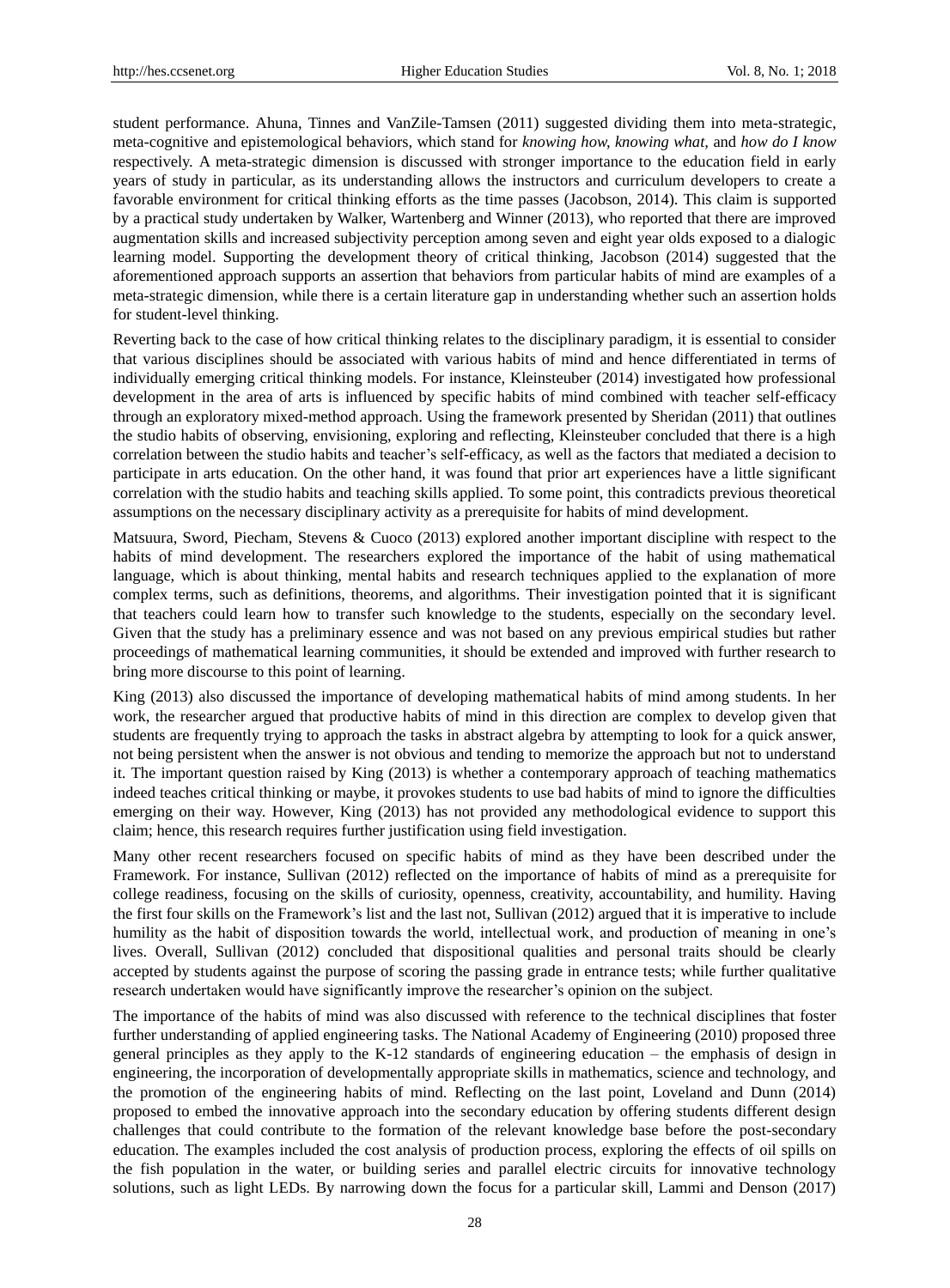student performance. Ahuna, Tinnes and VanZile-Tamsen (2011) suggested dividing them into meta-strategic, meta-cognitive and epistemological behaviors, which stand for *knowing how, knowing what*, and *how do I know* respectively. A meta-strategic dimension is discussed with stronger importance to the education field in early years of study in particular, as its understanding allows the instructors and curriculum developers to create a favorable environment for critical thinking efforts as the time passes (Jacobson, 2014). This claim is supported by a practical study undertaken by Walker, Wartenberg and Winner (2013), who reported that there are improved augmentation skills and increased subjectivity perception among seven and eight year olds exposed to a dialogic learning model. Supporting the development theory of critical thinking, Jacobson (2014) suggested that the aforementioned approach supports an assertion that behaviors from particular habits of mind are examples of a meta-strategic dimension, while there is a certain literature gap in understanding whether such an assertion holds for student-level thinking.

Reverting back to the case of how critical thinking relates to the disciplinary paradigm, it is essential to consider that various disciplines should be associated with various habits of mind and hence differentiated in terms of individually emerging critical thinking models. For instance, Kleinsteuber (2014) investigated how professional development in the area of arts is influenced by specific habits of mind combined with teacher self-efficacy through an exploratory mixed-method approach. Using the framework presented by Sheridan (2011) that outlines the studio habits of observing, envisioning, exploring and reflecting, Kleinsteuber concluded that there is a high correlation between the studio habits and teacher's self-efficacy, as well as the factors that mediated a decision to participate in arts education. On the other hand, it was found that prior art experiences have a little significant correlation with the studio habits and teaching skills applied. To some point, this contradicts previous theoretical assumptions on the necessary disciplinary activity as a prerequisite for habits of mind development.

Matsuura, Sword, Piecham, Stevens & Cuoco (2013) explored another important discipline with respect to the habits of mind development. The researchers explored the importance of the habit of using mathematical language, which is about thinking, mental habits and research techniques applied to the explanation of more complex terms, such as definitions, theorems, and algorithms. Their investigation pointed that it is significant that teachers could learn how to transfer such knowledge to the students, especially on the secondary level. Given that the study has a preliminary essence and was not based on any previous empirical studies but rather proceedings of mathematical learning communities, it should be extended and improved with further research to bring more discourse to this point of learning.

King (2013) also discussed the importance of developing mathematical habits of mind among students. In her work, the researcher argued that productive habits of mind in this direction are complex to develop given that students are frequently trying to approach the tasks in abstract algebra by attempting to look for a quick answer, not being persistent when the answer is not obvious and tending to memorize the approach but not to understand it. The important question raised by King (2013) is whether a contemporary approach of teaching mathematics indeed teaches critical thinking or maybe, it provokes students to use bad habits of mind to ignore the difficulties emerging on their way. However, King (2013) has not provided any methodological evidence to support this claim; hence, this research requires further justification using field investigation.

Many other recent researchers focused on specific habits of mind as they have been described under the Framework. For instance, Sullivan (2012) reflected on the importance of habits of mind as a prerequisite for college readiness, focusing on the skills of curiosity, openness, creativity, accountability, and humility. Having the first four skills on the Framework's list and the last not, Sullivan (2012) argued that it is imperative to include humility as the habit of disposition towards the world, intellectual work, and production of meaning in one's lives. Overall, Sullivan (2012) concluded that dispositional qualities and personal traits should be clearly accepted by students against the purpose of scoring the passing grade in entrance tests; while further qualitative research undertaken would have significantly improve the researcher's opinion on the subject.

The importance of the habits of mind was also discussed with reference to the technical disciplines that foster further understanding of applied engineering tasks. The National Academy of Engineering (2010) proposed three general principles as they apply to the K-12 standards of engineering education – the emphasis of design in engineering, the incorporation of developmentally appropriate skills in mathematics, science and technology, and the promotion of the engineering habits of mind. Reflecting on the last point, Loveland and Dunn (2014) proposed to embed the innovative approach into the secondary education by offering students different design challenges that could contribute to the formation of the relevant knowledge base before the post-secondary education. The examples included the cost analysis of production process, exploring the effects of oil spills on the fish population in the water, or building series and parallel electric circuits for innovative technology solutions, such as light LEDs. By narrowing down the focus for a particular skill, Lammi and Denson (2017)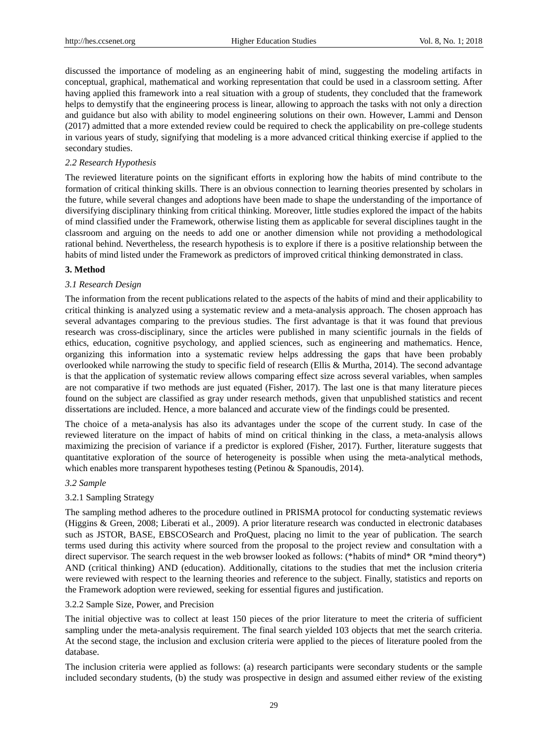discussed the importance of modeling as an engineering habit of mind, suggesting the modeling artifacts in conceptual, graphical, mathematical and working representation that could be used in a classroom setting. After having applied this framework into a real situation with a group of students, they concluded that the framework helps to demystify that the engineering process is linear, allowing to approach the tasks with not only a direction and guidance but also with ability to model engineering solutions on their own. However, Lammi and Denson (2017) admitted that a more extended review could be required to check the applicability on pre-college students in various years of study, signifying that modeling is a more advanced critical thinking exercise if applied to the secondary studies.

### *2.2 Research Hypothesis*

The reviewed literature points on the significant efforts in exploring how the habits of mind contribute to the formation of critical thinking skills. There is an obvious connection to learning theories presented by scholars in the future, while several changes and adoptions have been made to shape the understanding of the importance of diversifying disciplinary thinking from critical thinking. Moreover, little studies explored the impact of the habits of mind classified under the Framework, otherwise listing them as applicable for several disciplines taught in the classroom and arguing on the needs to add one or another dimension while not providing a methodological rational behind. Nevertheless, the research hypothesis is to explore if there is a positive relationship between the habits of mind listed under the Framework as predictors of improved critical thinking demonstrated in class.

## **3. Method**

### *3.1 Research Design*

The information from the recent publications related to the aspects of the habits of mind and their applicability to critical thinking is analyzed using a systematic review and a meta-analysis approach. The chosen approach has several advantages comparing to the previous studies. The first advantage is that it was found that previous research was cross-disciplinary, since the articles were published in many scientific journals in the fields of ethics, education, cognitive psychology, and applied sciences, such as engineering and mathematics. Hence, organizing this information into a systematic review helps addressing the gaps that have been probably overlooked while narrowing the study to specific field of research (Ellis & Murtha, 2014). The second advantage is that the application of systematic review allows comparing effect size across several variables, when samples are not comparative if two methods are just equated (Fisher, 2017). The last one is that many literature pieces found on the subject are classified as gray under research methods, given that unpublished statistics and recent dissertations are included. Hence, a more balanced and accurate view of the findings could be presented.

The choice of a meta-analysis has also its advantages under the scope of the current study. In case of the reviewed literature on the impact of habits of mind on critical thinking in the class, a meta-analysis allows maximizing the precision of variance if a predictor is explored (Fisher, 2017). Further, literature suggests that quantitative exploration of the source of heterogeneity is possible when using the meta-analytical methods, which enables more transparent hypotheses testing (Petinou & Spanoudis, 2014).

### *3.2 Sample*

#### 3.2.1 Sampling Strategy

The sampling method adheres to the procedure outlined in PRISMA protocol for conducting systematic reviews (Higgins & Green, 2008; Liberati et al., 2009). A prior literature research was conducted in electronic databases such as JSTOR, BASE, EBSCOSearch and ProQuest, placing no limit to the year of publication. The search terms used during this activity where sourced from the proposal to the project review and consultation with a direct supervisor. The search request in the web browser looked as follows: (*habits of mind* OR *mind theory*) AND (critical thinking) AND (education). Additionally, citations to the studies that met the inclusion criteria were reviewed with respect to the learning theories and reference to the subject. Finally, statistics and reports on the Framework adoption were reviewed, seeking for essential figures and justification.

#### 3.2.2 Sample Size, Power, and Precision

The initial objective was to collect at least 150 pieces of the prior literature to meet the criteria of sufficient sampling under the meta-analysis requirement. The final search yielded 103 objects that met the search criteria. At the second stage, the inclusion and exclusion criteria were applied to the pieces of literature pooled from the database.

The inclusion criteria were applied as follows: (a) research participants were secondary students or the sample included secondary students, (b) the study was prospective in design and assumed either review of the existing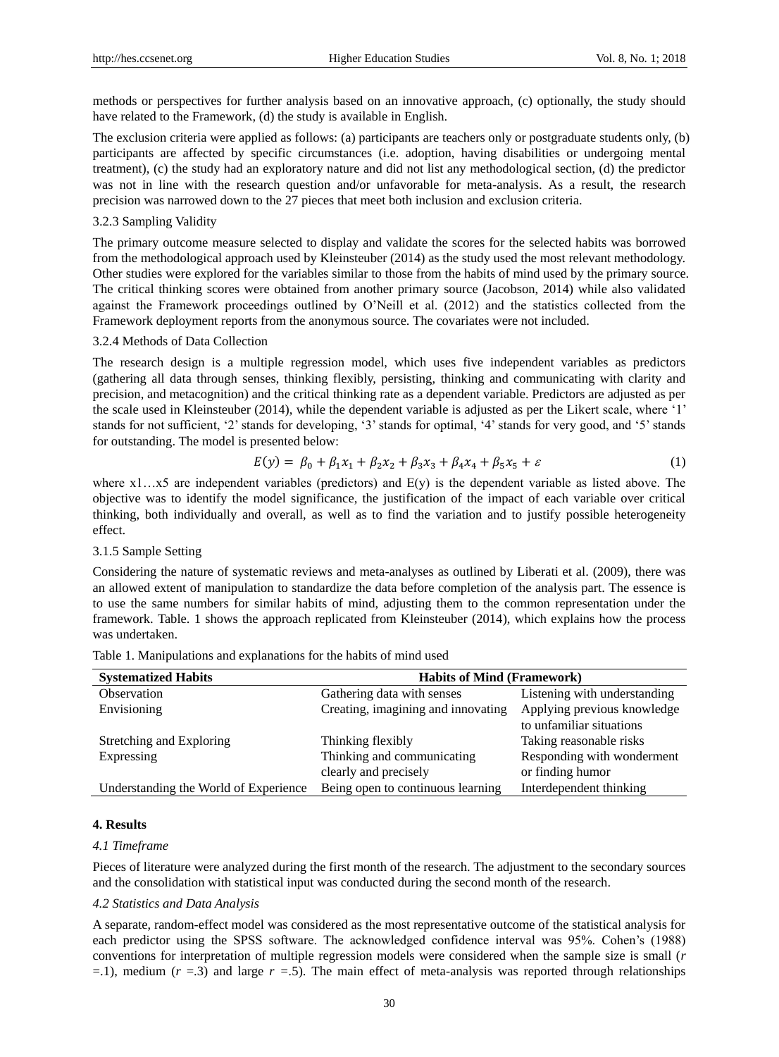methods or perspectives for further analysis based on an innovative approach, (c) optionally, the study should have related to the Framework, (d) the study is available in English.

The exclusion criteria were applied as follows: (a) participants are teachers only or postgraduate students only, (b) participants are affected by specific circumstances (i.e. adoption, having disabilities or undergoing mental treatment), (c) the study had an exploratory nature and did not list any methodological section, (d) the predictor was not in line with the research question and/or unfavorable for meta-analysis. As a result, the research precision was narrowed down to the 27 pieces that meet both inclusion and exclusion criteria.

3.2.3 Sampling Validity

The primary outcome measure selected to display and validate the scores for the selected habits was borrowed from the methodological approach used by Kleinsteuber (2014) as the study used the most relevant methodology. Other studies were explored for the variables similar to those from the habits of mind used by the primary source. The critical thinking scores were obtained from another primary source (Jacobson, 2014) while also validated against the Framework proceedings outlined by O'Neill et al. (2012) and the statistics collected from the Framework deployment reports from the anonymous source. The covariates were not included.

3.2.4 Methods of Data Collection

The research design is a multiple regression model, which uses five independent variables as predictors (gathering all data through senses, thinking flexibly, persisting, thinking and communicating with clarity and precision, and metacognition) and the critical thinking rate as a dependent variable. Predictors are adjusted as per the scale used in Kleinsteuber (2014), while the dependent variable is adjusted as per the Likert scale, where '1' stands for not sufficient, '2' stands for developing, '3' stands for optimal, '4' stands for very good, and '5' stands for outstanding. The model is presented below:

$$E(y) = \beta_0 + \beta_1 x_1 + \beta_2 x_2 + \beta_3 x_3 + \beta_4 x_4 + \beta_5 x_5 + \varepsilon \quad (1)$$

where x1…x5 are independent variables (predictors) and E(y) is the dependent variable as listed above. The objective was to identify the model significance, the justification of the impact of each variable over critical thinking, both individually and overall, as well as to find the variation and to justify possible heterogeneity effect.

3.1.5 Sample Setting

Considering the nature of systematic reviews and meta-analyses as outlined by Liberati et al. (2009), there was an allowed extent of manipulation to standardize the data before completion of the analysis part. The essence is to use the same numbers for similar habits of mind, adjusting them to the common representation under the framework. Table. 1 shows the approach replicated from Kleinsteuber (2014), which explains how the process was undertaken.

Table 1. Manipulations and explanations for the habits of mind used

| **Systematized Habits** | **Habits of Mind (Framework)** | |
|---|---|---|
| Observation | Gathering data with senses | Listening with understanding |
| Envisioning | Creating, imagining and innovating | Applying previous knowledge to unfamiliar situations |
| Stretching and Exploring | Thinking flexibly | Taking reasonable risks |
| Expressing | Thinking and communicating clearly and precisely | Responding with wonderment or finding humor |
| Understanding the World of Experience | Being open to continuous learning | Interdependent thinking |

## 4. Results

### *4.1 Timeframe*

Pieces of literature were analyzed during the first month of the research. The adjustment to the secondary sources and the consolidation with statistical input was conducted during the second month of the research.

### *4.2 Statistics and Data Analysis*

A separate, random-effect model was considered as the most representative outcome of the statistical analysis for each predictor using the SPSS software. The acknowledged confidence interval was 95%. Cohen's (1988) conventions for interpretation of multiple regression models were considered when the sample size is small ($r$ =.1), medium ($r$ =.3) and large $r$ =.5). The main effect of meta-analysis was reported through relationships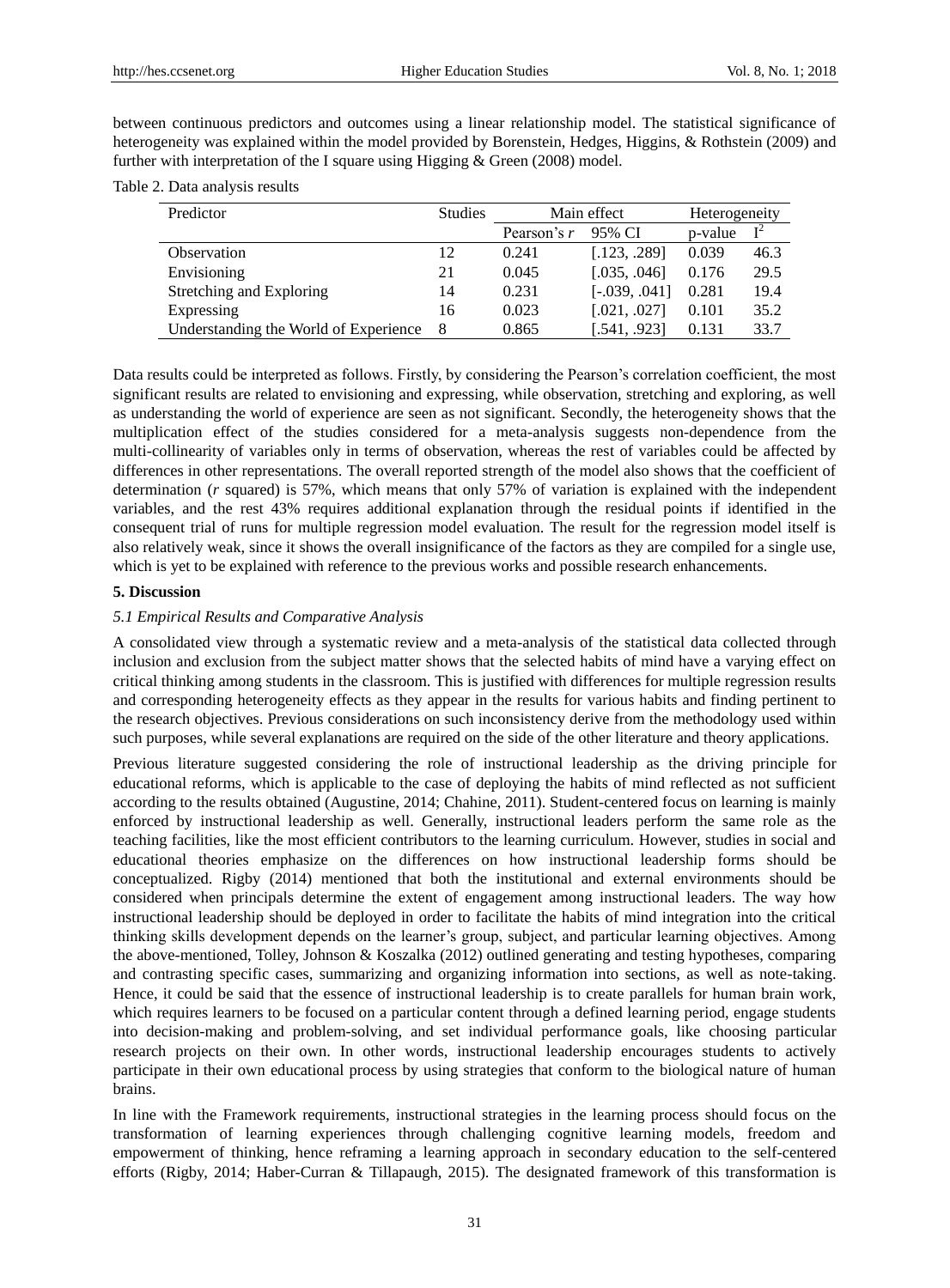between continuous predictors and outcomes using a linear relationship model. The statistical significance of heterogeneity was explained within the model provided by Borenstein, Hedges, Higgins, & Rothstein (2009) and further with interpretation of the I square using Higging & Green (2008) model.

Table 2. Data analysis results

| Predictor | Studies | Main effect | | Heterogeneity | |
|---|---|---|---|---|---|
| | | Pearson's *r* | 95% CI | p-value | $I^2$ |
| Observation | 12 | 0.241 | [.123, .289] | 0.039 | 46.3 |
| Envisioning | 21 | 0.045 | [.035, .046] | 0.176 | 29.5 |
| Stretching and Exploring | 14 | 0.231 | [-.039, .041] | 0.281 | 19.4 |
| Expressing | 16 | 0.023 | [.021, .027] | 0.101 | 35.2 |
| Understanding the World of Experience | 8 | 0.865 | [.541, .923] | 0.131 | 33.7 |

Data results could be interpreted as follows. Firstly, by considering the Pearson's correlation coefficient, the most significant results are related to envisioning and expressing, while observation, stretching and exploring, as well as understanding the world of experience are seen as not significant. Secondly, the heterogeneity shows that the multiplication effect of the studies considered for a meta-analysis suggests non-dependence from the multi-collinearity of variables only in terms of observation, whereas the rest of variables could be affected by differences in other representations. The overall reported strength of the model also shows that the coefficient of determination (*r* squared) is 57%, which means that only 57% of variation is explained with the independent variables, and the rest 43% requires additional explanation through the residual points if identified in the consequent trial of runs for multiple regression model evaluation. The result for the regression model itself is also relatively weak, since it shows the overall insignificance of the factors as they are compiled for a single use, which is yet to be explained with reference to the previous works and possible research enhancements.

## 5. Discussion

### *5.1 Empirical Results and Comparative Analysis*

A consolidated view through a systematic review and a meta-analysis of the statistical data collected through inclusion and exclusion from the subject matter shows that the selected habits of mind have a varying effect on critical thinking among students in the classroom. This is justified with differences for multiple regression results and corresponding heterogeneity effects as they appear in the results for various habits and finding pertinent to the research objectives. Previous considerations on such inconsistency derive from the methodology used within such purposes, while several explanations are required on the side of the other literature and theory applications.

Previous literature suggested considering the role of instructional leadership as the driving principle for educational reforms, which is applicable to the case of deploying the habits of mind reflected as not sufficient according to the results obtained (Augustine, 2014; Chahine, 2011). Student-centered focus on learning is mainly enforced by instructional leadership as well. Generally, instructional leaders perform the same role as the teaching facilities, like the most efficient contributors to the learning curriculum. However, studies in social and educational theories emphasize on the differences on how instructional leadership forms should be conceptualized. Rigby (2014) mentioned that both the institutional and external environments should be considered when principals determine the extent of engagement among instructional leaders. The way how instructional leadership should be deployed in order to facilitate the habits of mind integration into the critical thinking skills development depends on the learner's group, subject, and particular learning objectives. Among the above-mentioned, Tolley, Johnson & Koszalka (2012) outlined generating and testing hypotheses, comparing and contrasting specific cases, summarizing and organizing information into sections, as well as note-taking. Hence, it could be said that the essence of instructional leadership is to create parallels for human brain work, which requires learners to be focused on a particular content through a defined learning period, engage students into decision-making and problem-solving, and set individual performance goals, like choosing particular research projects on their own. In other words, instructional leadership encourages students to actively participate in their own educational process by using strategies that conform to the biological nature of human brains.

In line with the Framework requirements, instructional strategies in the learning process should focus on the transformation of learning experiences through challenging cognitive learning models, freedom and empowerment of thinking, hence reframing a learning approach in secondary education to the self-centered efforts (Rigby, 2014; Haber-Curran & Tillapaugh, 2015). The designated framework of this transformation is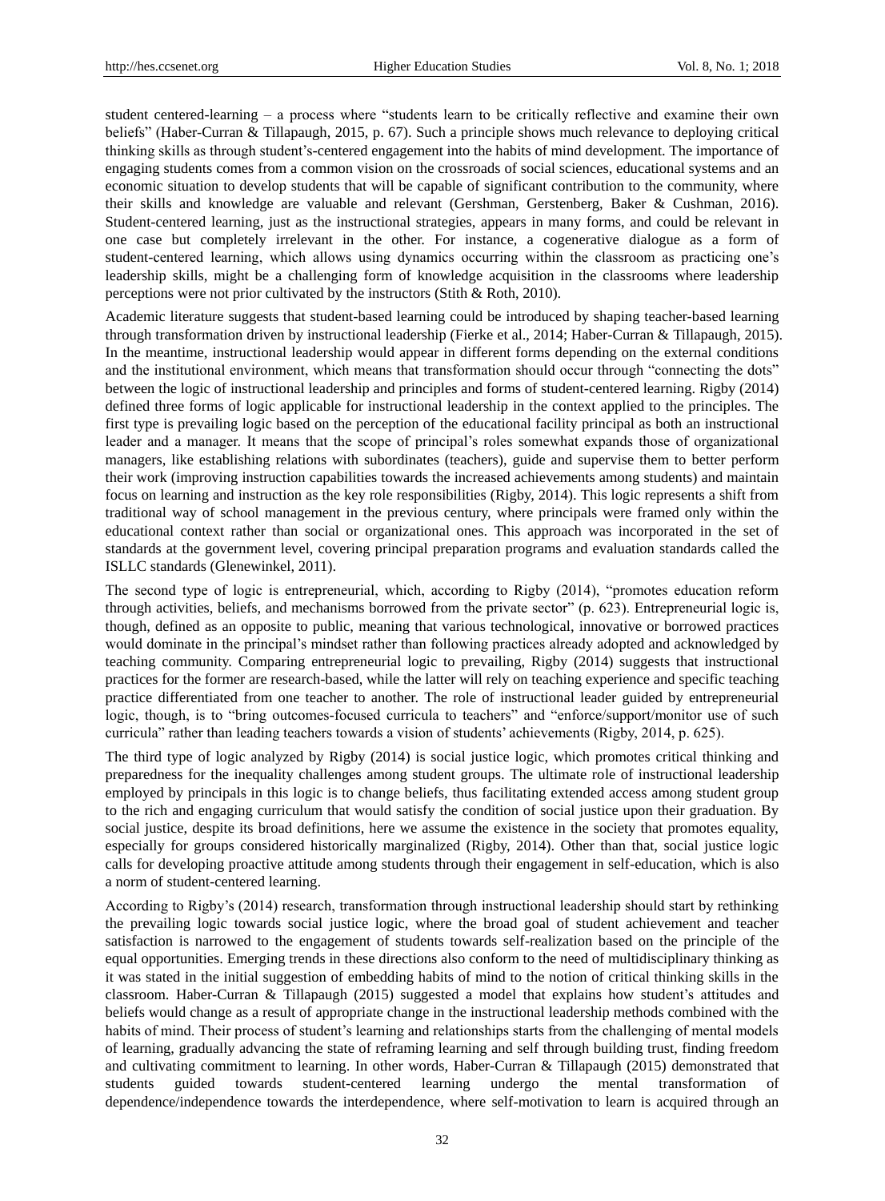student centered-learning – a process where "students learn to be critically reflective and examine their own beliefs" (Haber-Curran & Tillapaugh, 2015, p. 67). Such a principle shows much relevance to deploying critical thinking skills as through student's-centered engagement into the habits of mind development. The importance of engaging students comes from a common vision on the crossroads of social sciences, educational systems and an economic situation to develop students that will be capable of significant contribution to the community, where their skills and knowledge are valuable and relevant (Gershman, Gerstenberg, Baker & Cushman, 2016). Student-centered learning, just as the instructional strategies, appears in many forms, and could be relevant in one case but completely irrelevant in the other. For instance, a cogenerative dialogue as a form of student-centered learning, which allows using dynamics occurring within the classroom as practicing one's leadership skills, might be a challenging form of knowledge acquisition in the classrooms where leadership perceptions were not prior cultivated by the instructors (Stith & Roth, 2010).

Academic literature suggests that student-based learning could be introduced by shaping teacher-based learning through transformation driven by instructional leadership (Fierke et al., 2014; Haber-Curran & Tillapaugh, 2015). In the meantime, instructional leadership would appear in different forms depending on the external conditions and the institutional environment, which means that transformation should occur through "connecting the dots" between the logic of instructional leadership and principles and forms of student-centered learning. Rigby (2014) defined three forms of logic applicable for instructional leadership in the context applied to the principles. The first type is prevailing logic based on the perception of the educational facility principal as both an instructional leader and a manager. It means that the scope of principal's roles somewhat expands those of organizational managers, like establishing relations with subordinates (teachers), guide and supervise them to better perform their work (improving instruction capabilities towards the increased achievements among students) and maintain focus on learning and instruction as the key role responsibilities (Rigby, 2014). This logic represents a shift from traditional way of school management in the previous century, where principals were framed only within the educational context rather than social or organizational ones. This approach was incorporated in the set of standards at the government level, covering principal preparation programs and evaluation standards called the ISLLC standards (Glenewinkel, 2011).

The second type of logic is entrepreneurial, which, according to Rigby (2014), "promotes education reform through activities, beliefs, and mechanisms borrowed from the private sector" (p. 623). Entrepreneurial logic is, though, defined as an opposite to public, meaning that various technological, innovative or borrowed practices would dominate in the principal's mindset rather than following practices already adopted and acknowledged by teaching community. Comparing entrepreneurial logic to prevailing, Rigby (2014) suggests that instructional practices for the former are research-based, while the latter will rely on teaching experience and specific teaching practice differentiated from one teacher to another. The role of instructional leader guided by entrepreneurial logic, though, is to "bring outcomes-focused curricula to teachers" and "enforce/support/monitor use of such curricula" rather than leading teachers towards a vision of students' achievements (Rigby, 2014, p. 625).

The third type of logic analyzed by Rigby (2014) is social justice logic, which promotes critical thinking and preparedness for the inequality challenges among student groups. The ultimate role of instructional leadership employed by principals in this logic is to change beliefs, thus facilitating extended access among student group to the rich and engaging curriculum that would satisfy the condition of social justice upon their graduation. By social justice, despite its broad definitions, here we assume the existence in the society that promotes equality, especially for groups considered historically marginalized (Rigby, 2014). Other than that, social justice logic calls for developing proactive attitude among students through their engagement in self-education, which is also a norm of student-centered learning.

According to Rigby's (2014) research, transformation through instructional leadership should start by rethinking the prevailing logic towards social justice logic, where the broad goal of student achievement and teacher satisfaction is narrowed to the engagement of students towards self-realization based on the principle of the equal opportunities. Emerging trends in these directions also conform to the need of multidisciplinary thinking as it was stated in the initial suggestion of embedding habits of mind to the notion of critical thinking skills in the classroom. Haber-Curran & Tillapaugh (2015) suggested a model that explains how student's attitudes and beliefs would change as a result of appropriate change in the instructional leadership methods combined with the habits of mind. Their process of student's learning and relationships starts from the challenging of mental models of learning, gradually advancing the state of reframing learning and self through building trust, finding freedom and cultivating commitment to learning. In other words, Haber-Curran & Tillapaugh (2015) demonstrated that students guided towards student-centered learning undergo the mental transformation of dependence/independence towards the interdependence, where self-motivation to learn is acquired through an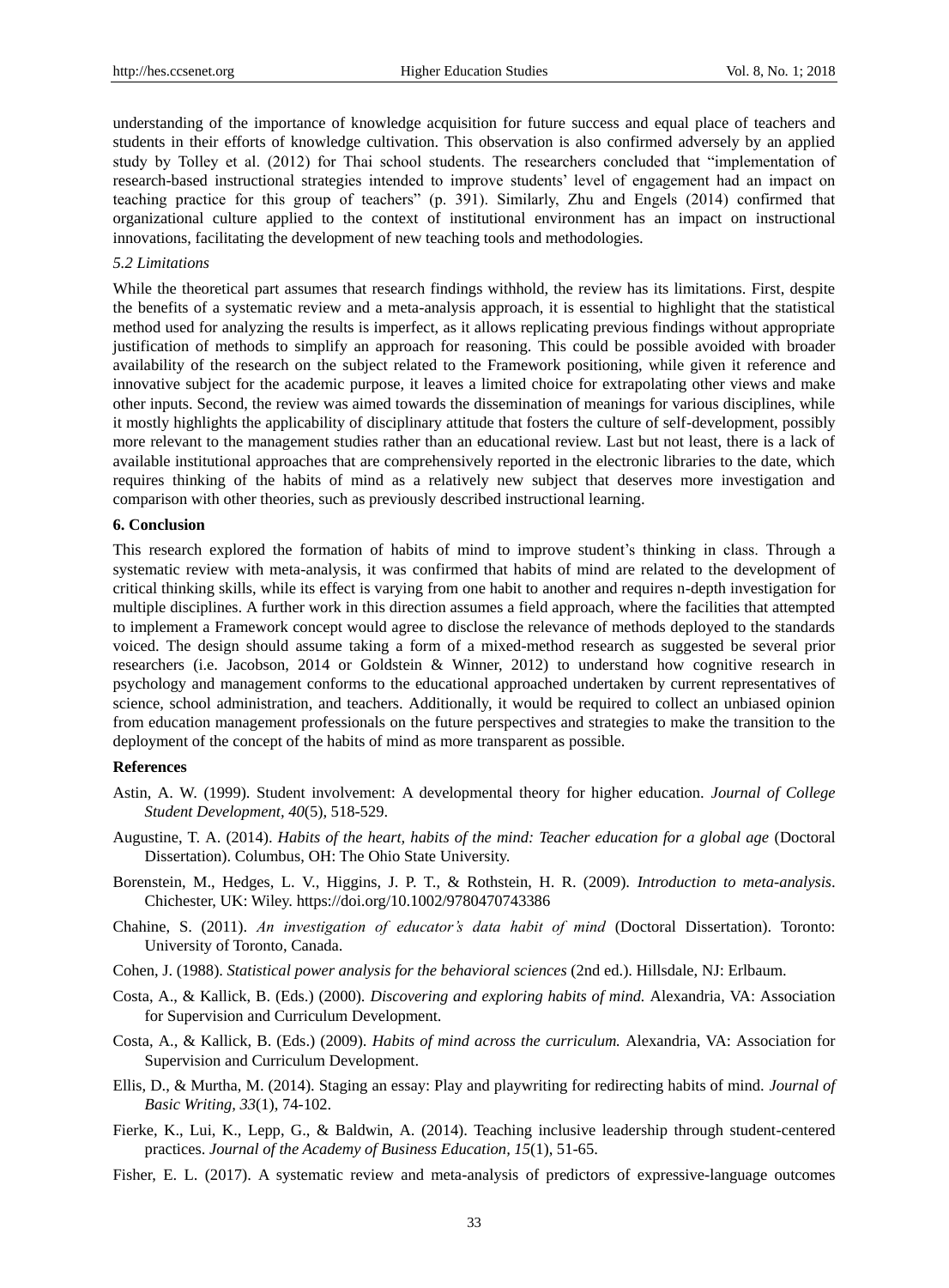understanding of the importance of knowledge acquisition for future success and equal place of teachers and students in their efforts of knowledge cultivation. This observation is also confirmed adversely by an applied study by Tolley et al. (2012) for Thai school students. The researchers concluded that "implementation of research-based instructional strategies intended to improve students' level of engagement had an impact on teaching practice for this group of teachers" (p. 391). Similarly, Zhu and Engels (2014) confirmed that organizational culture applied to the context of institutional environment has an impact on instructional innovations, facilitating the development of new teaching tools and methodologies.

*5.2 Limitations*

While the theoretical part assumes that research findings withhold, the review has its limitations. First, despite the benefits of a systematic review and a meta-analysis approach, it is essential to highlight that the statistical method used for analyzing the results is imperfect, as it allows replicating previous findings without appropriate justification of methods to simplify an approach for reasoning. This could be possible avoided with broader availability of the research on the subject related to the Framework positioning, while given it reference and innovative subject for the academic purpose, it leaves a limited choice for extrapolating other views and make other inputs. Second, the review was aimed towards the dissemination of meanings for various disciplines, while it mostly highlights the applicability of disciplinary attitude that fosters the culture of self-development, possibly more relevant to the management studies rather than an educational review. Last but not least, there is a lack of available institutional approaches that are comprehensively reported in the electronic libraries to the date, which requires thinking of the habits of mind as a relatively new subject that deserves more investigation and comparison with other theories, such as previously described instructional learning.

## 6. Conclusion

This research explored the formation of habits of mind to improve student's thinking in class. Through a systematic review with meta-analysis, it was confirmed that habits of mind are related to the development of critical thinking skills, while its effect is varying from one habit to another and requires n-depth investigation for multiple disciplines. A further work in this direction assumes a field approach, where the facilities that attempted to implement a Framework concept would agree to disclose the relevance of methods deployed to the standards voiced. The design should assume taking a form of a mixed-method research as suggested be several prior researchers (i.e. Jacobson, 2014 or Goldstein & Winner, 2012) to understand how cognitive research in psychology and management conforms to the educational approached undertaken by current representatives of science, school administration, and teachers. Additionally, it would be required to collect an unbiased opinion from education management professionals on the future perspectives and strategies to make the transition to the deployment of the concept of the habits of mind as more transparent as possible.

## References

Astin, A. W. (1999). Student involvement: A developmental theory for higher education. *Journal of College Student Development, 40*(5), 518-529.

Augustine, T. A. (2014). *Habits of the heart, habits of the mind: Teacher education for a global age* (Doctoral Dissertation). Columbus, OH: The Ohio State University.

Borenstein, M., Hedges, L. V., Higgins, J. P. T., & Rothstein, H. R. (2009). *Introduction to meta-analysis*. Chichester, UK: Wiley. https://doi.org/10.1002/9780470743386

Chahine, S. (2011). *An investigation of educator's data habit of mind* (Doctoral Dissertation). Toronto: University of Toronto, Canada.

Cohen, J. (1988). *Statistical power analysis for the behavioral sciences* (2nd ed.). Hillsdale, NJ: Erlbaum.

Costa, A., & Kallick, B. (Eds.) (2000). *Discovering and exploring habits of mind.* Alexandria, VA: Association for Supervision and Curriculum Development.

Costa, A., & Kallick, B. (Eds.) (2009). *Habits of mind across the curriculum.* Alexandria, VA: Association for Supervision and Curriculum Development.

Ellis, D., & Murtha, M. (2014). Staging an essay: Play and playwriting for redirecting habits of mind. *Journal of Basic Writing, 33*(1), 74-102.

Fierke, K., Lui, K., Lepp, G., & Baldwin, A. (2014). Teaching inclusive leadership through student-centered practices. *Journal of the Academy of Business Education, 15*(1), 51-65.

Fisher, E. L. (2017). A systematic review and meta-analysis of predictors of expressive-language outcomes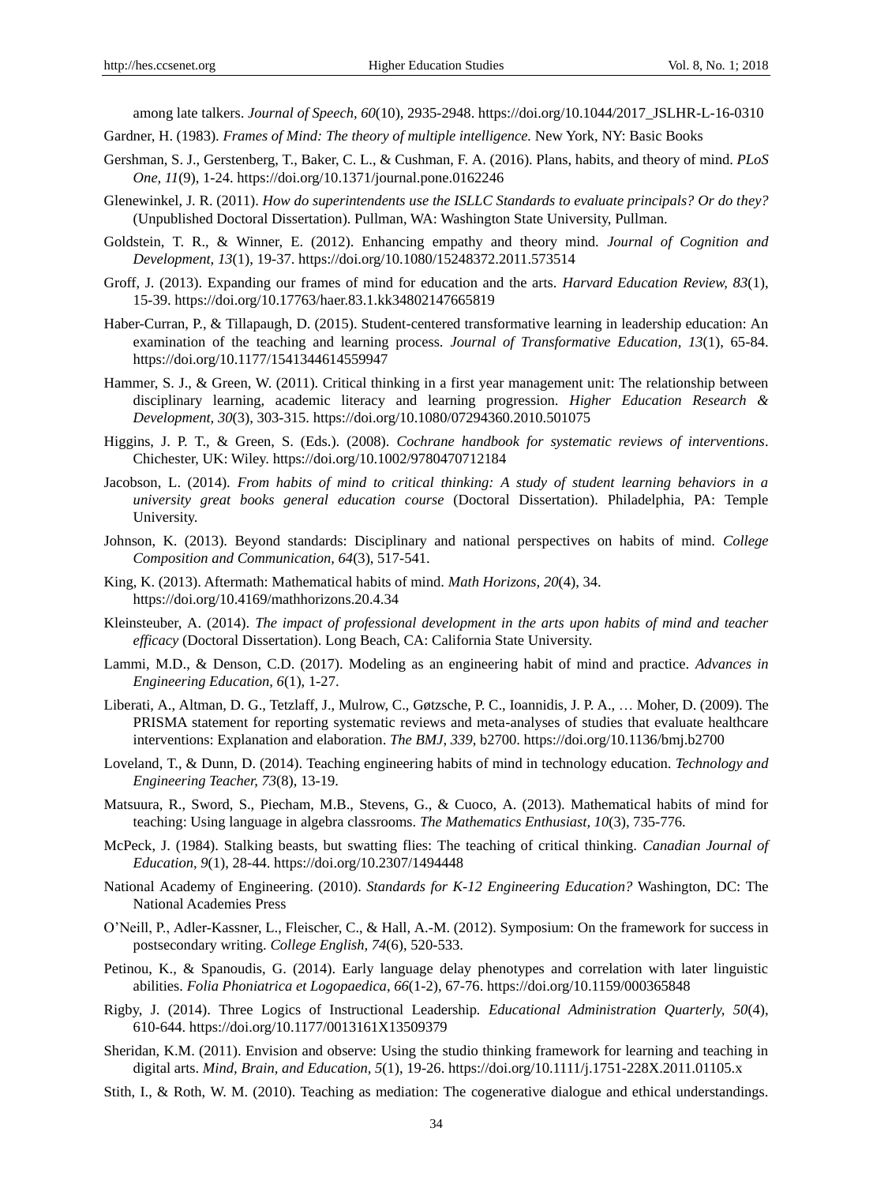among late talkers. *Journal of Speech, 60*(10), 2935-2948. https://doi.org/10.1044/2017_JSLHR-L-16-0310

Gardner, H. (1983). *Frames of Mind: The theory of multiple intelligence.* New York, NY: Basic Books

Gershman, S. J., Gerstenberg, T., Baker, C. L., & Cushman, F. A. (2016). Plans, habits, and theory of mind. *PLoS One, 11*(9), 1-24. https://doi.org/10.1371/journal.pone.0162246

Glenewinkel, J. R. (2011). *How do superintendents use the ISLLC Standards to evaluate principals? Or do they?* (Unpublished Doctoral Dissertation). Pullman, WA: Washington State University, Pullman.

Goldstein, T. R., & Winner, E. (2012). Enhancing empathy and theory mind. *Journal of Cognition and Development, 13*(1), 19-37. https://doi.org/10.1080/15248372.2011.573514

Groff, J. (2013). Expanding our frames of mind for education and the arts. *Harvard Education Review, 83*(1), 15-39. https://doi.org/10.17763/haer.83.1.kk34802147665819

Haber-Curran, P., & Tillapaugh, D. (2015). Student-centered transformative learning in leadership education: An examination of the teaching and learning process. *Journal of Transformative Education, 13*(1), 65-84. https://doi.org/10.1177/1541344614559947

Hammer, S. J., & Green, W. (2011). Critical thinking in a first year management unit: The relationship between disciplinary learning, academic literacy and learning progression. *Higher Education Research & Development, 30*(3), 303-315. https://doi.org/10.1080/07294360.2010.501075

Higgins, J. P. T., & Green, S. (Eds.). (2008). *Cochrane handbook for systematic reviews of interventions*. Chichester, UK: Wiley. https://doi.org/10.1002/9780470712184

Jacobson, L. (2014). *From habits of mind to critical thinking: A study of student learning behaviors in a university great books general education course* (Doctoral Dissertation). Philadelphia, PA: Temple University.

Johnson, K. (2013). Beyond standards: Disciplinary and national perspectives on habits of mind. *College Composition and Communication, 64*(3), 517-541.

King, K. (2013). Aftermath: Mathematical habits of mind. *Math Horizons, 20*(4), 34. https://doi.org/10.4169/mathhorizons.20.4.34

Kleinsteuber, A. (2014). *The impact of professional development in the arts upon habits of mind and teacher efficacy* (Doctoral Dissertation). Long Beach, CA: California State University.

Lammi, M.D., & Denson, C.D. (2017). Modeling as an engineering habit of mind and practice. *Advances in Engineering Education, 6*(1), 1-27.

Liberati, A., Altman, D. G., Tetzlaff, J., Mulrow, C., Gøtzsche, P. C., Ioannidis, J. P. A., … Moher, D. (2009). The PRISMA statement for reporting systematic reviews and meta-analyses of studies that evaluate healthcare interventions: Explanation and elaboration. *The BMJ, 339*, b2700. https://doi.org/10.1136/bmj.b2700

Loveland, T., & Dunn, D. (2014). Teaching engineering habits of mind in technology education. *Technology and Engineering Teacher, 73*(8), 13-19.

Matsuura, R., Sword, S., Piecham, M.B., Stevens, G., & Cuoco, A. (2013). Mathematical habits of mind for teaching: Using language in algebra classrooms. *The Mathematics Enthusiast, 10*(3), 735-776.

McPeck, J. (1984). Stalking beasts, but swatting flies: The teaching of critical thinking. *Canadian Journal of Education, 9*(1), 28-44. https://doi.org/10.2307/1494448

National Academy of Engineering. (2010). *Standards for K-12 Engineering Education?* Washington, DC: The National Academies Press

O'Neill, P., Adler-Kassner, L., Fleischer, C., & Hall, A.-M. (2012). Symposium: On the framework for success in postsecondary writing. *College English, 74*(6), 520-533.

Petinou, K., & Spanoudis, G. (2014). Early language delay phenotypes and correlation with later linguistic abilities. *Folia Phoniatrica et Logopaedica, 66*(1-2), 67-76. https://doi.org/10.1159/000365848

Rigby, J. (2014). Three Logics of Instructional Leadership. *Educational Administration Quarterly, 50*(4), 610-644. https://doi.org/10.1177/0013161X13509379

Sheridan, K.M. (2011). Envision and observe: Using the studio thinking framework for learning and teaching in digital arts. *Mind, Brain, and Education, 5*(1), 19-26. https://doi.org/10.1111/j.1751-228X.2011.01105.x

Stith, I., & Roth, W. M. (2010). Teaching as mediation: The cogenerative dialogue and ethical understandings.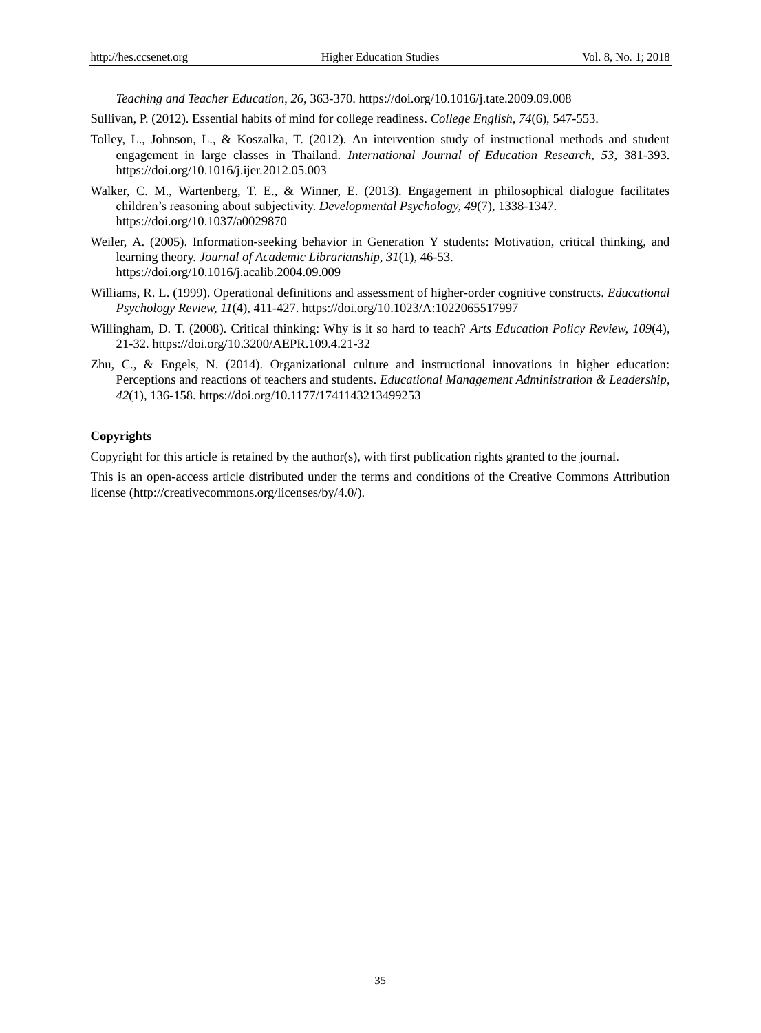*Teaching and Teacher Education*, *26*, 363-370. https://doi.org/10.1016/j.tate.2009.09.008

Sullivan, P. (2012). Essential habits of mind for college readiness. *College English, 74*(6), 547-553.

Tolley, L., Johnson, L., & Koszalka, T. (2012). An intervention study of instructional methods and student engagement in large classes in Thailand. *International Journal of Education Research, 53*, 381-393. https://doi.org/10.1016/j.ijer.2012.05.003

Walker, C. M., Wartenberg, T. E., & Winner, E. (2013). Engagement in philosophical dialogue facilitates children's reasoning about subjectivity. *Developmental Psychology, 49*(7), 1338-1347. https://doi.org/10.1037/a0029870

Weiler, A. (2005). Information-seeking behavior in Generation Y students: Motivation, critical thinking, and learning theory. *Journal of Academic Librarianship, 31*(1), 46-53. https://doi.org/10.1016/j.acalib.2004.09.009

Williams, R. L. (1999). Operational definitions and assessment of higher-order cognitive constructs. *Educational Psychology Review, 11*(4), 411-427. https://doi.org/10.1023/A:1022065517997

Willingham, D. T. (2008). Critical thinking: Why is it so hard to teach? *Arts Education Policy Review, 109*(4), 21-32. https://doi.org/10.3200/AEPR.109.4.21-32

Zhu, C., & Engels, N. (2014). Organizational culture and instructional innovations in higher education: Perceptions and reactions of teachers and students. *Educational Management Administration & Leadership*, *42*(1), 136-158. https://doi.org/10.1177/1741143213499253

**Copyrights**

Copyright for this article is retained by the author(s), with first publication rights granted to the journal.

This is an open-access article distributed under the terms and conditions of the Creative Commons Attribution license (http://creativecommons.org/licenses/by/4.0/).